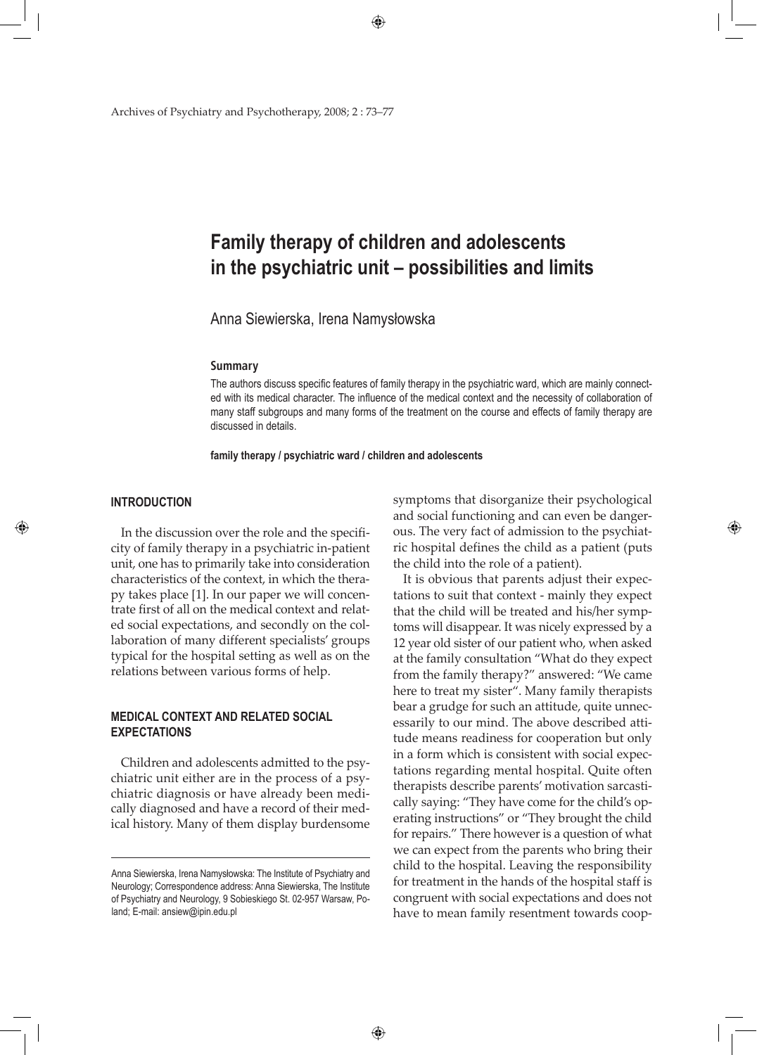# Family therapy of children and adolescents in the psychiatric unit – possibilities and limits

Anna Siewierska, Irena Namysłowska

### Summary

The authors discuss specific features of family therapy in the psychiatric ward, which are mainly connected with its medical character. The influence of the medical context and the necessity of collaboration of many staff subgroups and many forms of the treatment on the course and effects of family therapy are discussed in details.

**family therapy / psychiatric ward / children and adolescents**

## INTRODUCTION

In the discussion over the role and the specificity of family therapy in a psychiatric in-patient unit, one has to primarily take into consideration characteristics of the context, in which the therapy takes place [1]. In our paper we will concentrate first of all on the medical context and related social expectations, and secondly on the collaboration of many different specialists' groups typical for the hospital setting as well as on the relations between various forms of help.

## MEDICAL CONTEXT AND RELATED SOCIAL EXPECTATIONS

Children and adolescents admitted to the psychiatric unit either are in the process of a psychiatric diagnosis or have already been medically diagnosed and have a record of their medical history. Many of them display burdensome symptoms that disorganize their psychological and social functioning and can even be dangerous. The very fact of admission to the psychiatric hospital defines the child as a patient (puts the child into the role of a patient).

It is obvious that parents adjust their expectations to suit that context - mainly they expect that the child will be treated and his/her symptoms will disappear. It was nicely expressed by a 12 year old sister of our patient who, when asked at the family consultation "What do they expect from the family therapy?" answered: "We came here to treat my sister". Many family therapists bear a grudge for such an attitude, quite unnecessarily to our mind. The above described attitude means readiness for cooperation but only in a form which is consistent with social expectations regarding mental hospital. Quite often therapists describe parents' motivation sarcastically saying: "They have come for the child's operating instructions" or "They brought the child for repairs." There however is a question of what we can expect from the parents who bring their child to the hospital. Leaving the responsibility for treatment in the hands of the hospital staff is congruent with social expectations and does not have to mean family resentment towards coop-

Anna Siewierska, Irena Namysłowska: The Institute of Psychiatry and Neurology; Correspondence address: Anna Siewierska, The Institute of Psychiatry and Neurology, 9 Sobieskiego St. 02-957 Warsaw, Poland; E-mail: ansiew@ipin.edu.pl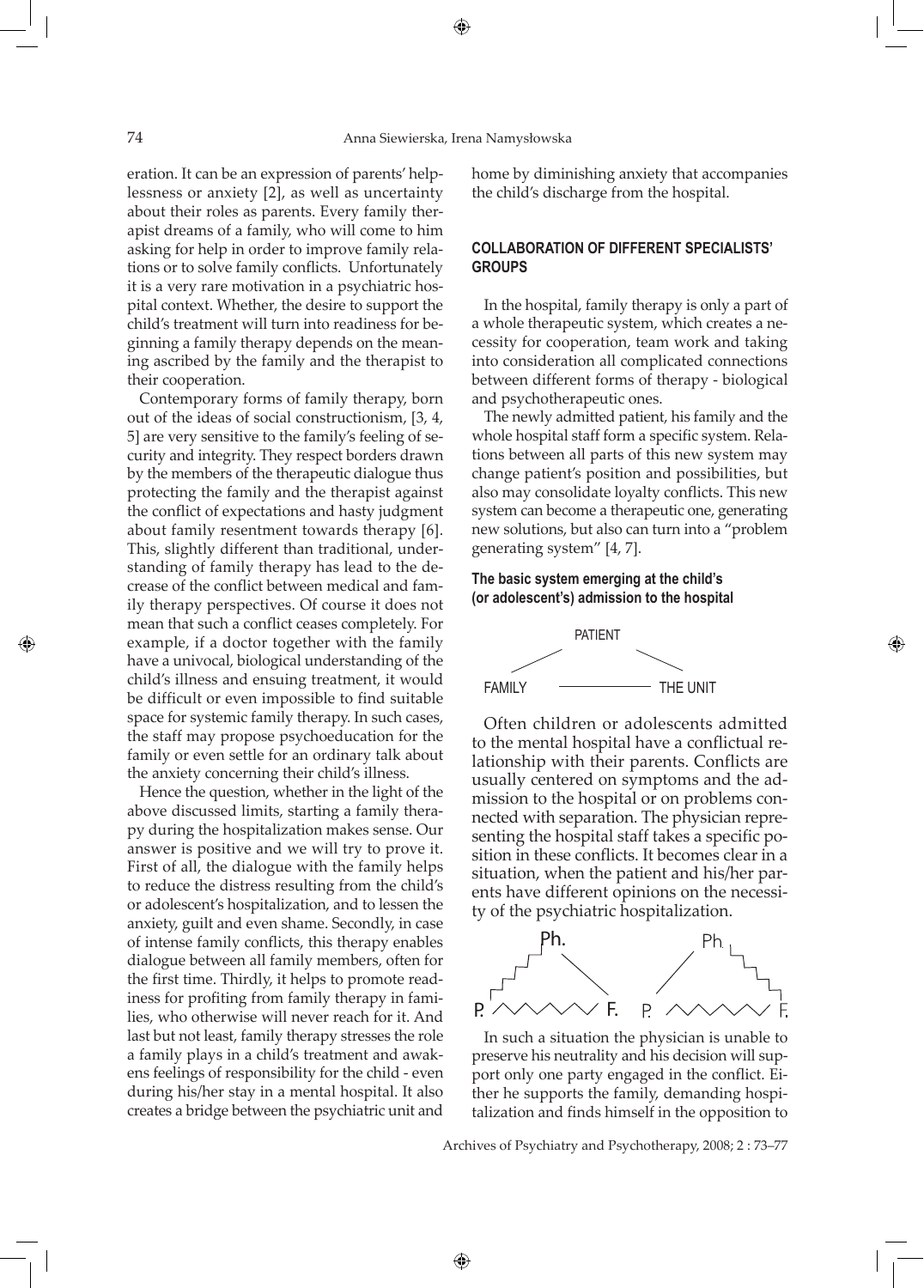eration. It can be an expression of parents' helplessness or anxiety [2], as well as uncertainty about their roles as parents. Every family therapist dreams of a family, who will come to him asking for help in order to improve family relations or to solve family conflicts. Unfortunately it is a very rare motivation in a psychiatric hospital context. Whether, the desire to support the child's treatment will turn into readiness for beginning a family therapy depends on the meaning ascribed by the family and the therapist to their cooperation.

Contemporary forms of family therapy, born out of the ideas of social constructionism, [3, 4, 5] are very sensitive to the family's feeling of security and integrity. They respect borders drawn by the members of the therapeutic dialogue thus protecting the family and the therapist against the conflict of expectations and hasty judgment about family resentment towards therapy [6]. This, slightly different than traditional, understanding of family therapy has lead to the decrease of the conflict between medical and family therapy perspectives. Of course it does not mean that such a conflict ceases completely. For example, if a doctor together with the family have a univocal, biological understanding of the child's illness and ensuing treatment, it would be difficult or even impossible to find suitable space for systemic family therapy. In such cases, the staff may propose psychoeducation for the family or even settle for an ordinary talk about the anxiety concerning their child's illness.

Hence the question, whether in the light of the above discussed limits, starting a family therapy during the hospitalization makes sense. Our answer is positive and we will try to prove it. First of all, the dialogue with the family helps to reduce the distress resulting from the child's or adolescent's hospitalization, and to lessen the anxiety, guilt and even shame. Secondly, in case of intense family conflicts, this therapy enables dialogue between all family members, often for the first time. Thirdly, it helps to promote readiness for profiting from family therapy in families, who otherwise will never reach for it. And last but not least, family therapy stresses the role a family plays in a child's treatment and awakens feelings of responsibility for the child - even during his/her stay in a mental hospital. It also creates a bridge between the psychiatric unit and home by diminishing anxiety that accompanies the child's discharge from the hospital.

## COLLABORATION OF DIFFERENT SPECIALISTS' GROUPS

In the hospital, family therapy is only a part of a whole therapeutic system, which creates a necessity for cooperation, team work and taking into consideration all complicated connections between different forms of therapy - biological and psychotherapeutic ones.

The newly admitted patient, his family and the whole hospital staff form a specific system. Relations between all parts of this new system may change patient's position and possibilities, but also may consolidate loyalty conflicts. This new system can become a therapeutic one, generating new solutions, but also can turn into a "problem generating system" [4, 7].

**The basic system emerging at the child's (or adolescent's) admission to the hospital**

PATIENT

FAMILY — THE UNIT

Often children or adolescents admitted to the mental hospital have a conflictual relationship with their parents. Conflicts are usually centered on symptoms and the admission to the hospital or on problems connected with separation. The physician representing the hospital staff takes a specific position in these conflicts. It becomes clear in a situation, when the patient and his/her parents have different opinions on the necessity of the psychiatric hospitalization.

Ph. — P. — F.    Ph. — P. — F.

In such a situation the physician is unable to preserve his neutrality and his decision will support only one party engaged in the conflict. Either he supports the family, demanding hospitalization and finds himself in the opposition to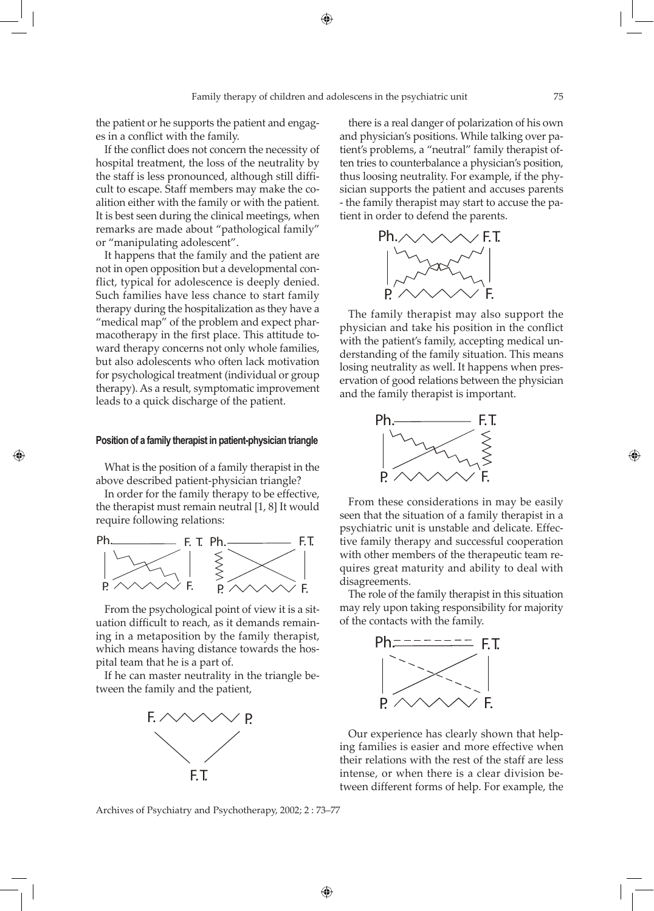the patient or he supports the patient and engages in a conflict with the family.

If the conflict does not concern the necessity of hospital treatment, the loss of the neutrality by the staff is less pronounced, although still difficult to escape. Staff members may make the coalition either with the family or with the patient. It is best seen during the clinical meetings, when remarks are made about "pathological family" or "manipulating adolescent".

It happens that the family and the patient are not in open opposition but a developmental conflict, typical for adolescence is deeply denied. Such families have less chance to start family therapy during the hospitalization as they have a "medical map" of the problem and expect pharmacotherapy in the first place. This attitude toward therapy concerns not only whole families, but also adolescents who often lack motivation for psychological treatment (individual or group therapy). As a result, symptomatic improvement leads to a quick discharge of the patient.

#### Position of a family therapist in patient-physician triangle

What is the position of a family therapist in the above described patient-physician triangle?

In order for the family therapy to be effective, the therapist must remain neutral [1, 8] It would require following relations:

From the psychological point of view it is a situation difficult to reach, as it demands remaining in a metaposition by the family therapist, which means having distance towards the hospital team that he is a part of.

If he can master neutrality in the triangle between the family and the patient,

there is a real danger of polarization of his own and physician's positions. While talking over patient's problems, a "neutral" family therapist often tries to counterbalance a physician's position, thus loosing neutrality. For example, if the physician supports the patient and accuses parents - the family therapist may start to accuse the patient in order to defend the parents.

The family therapist may also support the physician and take his position in the conflict with the patient's family, accepting medical understanding of the family situation. This means losing neutrality as well. It happens when preservation of good relations between the physician and the family therapist is important.

From these considerations in may be easily seen that the situation of a family therapist in a psychiatric unit is unstable and delicate. Effective family therapy and successful cooperation with other members of the therapeutic team requires great maturity and ability to deal with disagreements.

The role of the family therapist in this situation may rely upon taking responsibility for majority of the contacts with the family.

Our experience has clearly shown that helping families is easier and more effective when their relations with the rest of the staff are less intense, or when there is a clear division between different forms of help. For example, the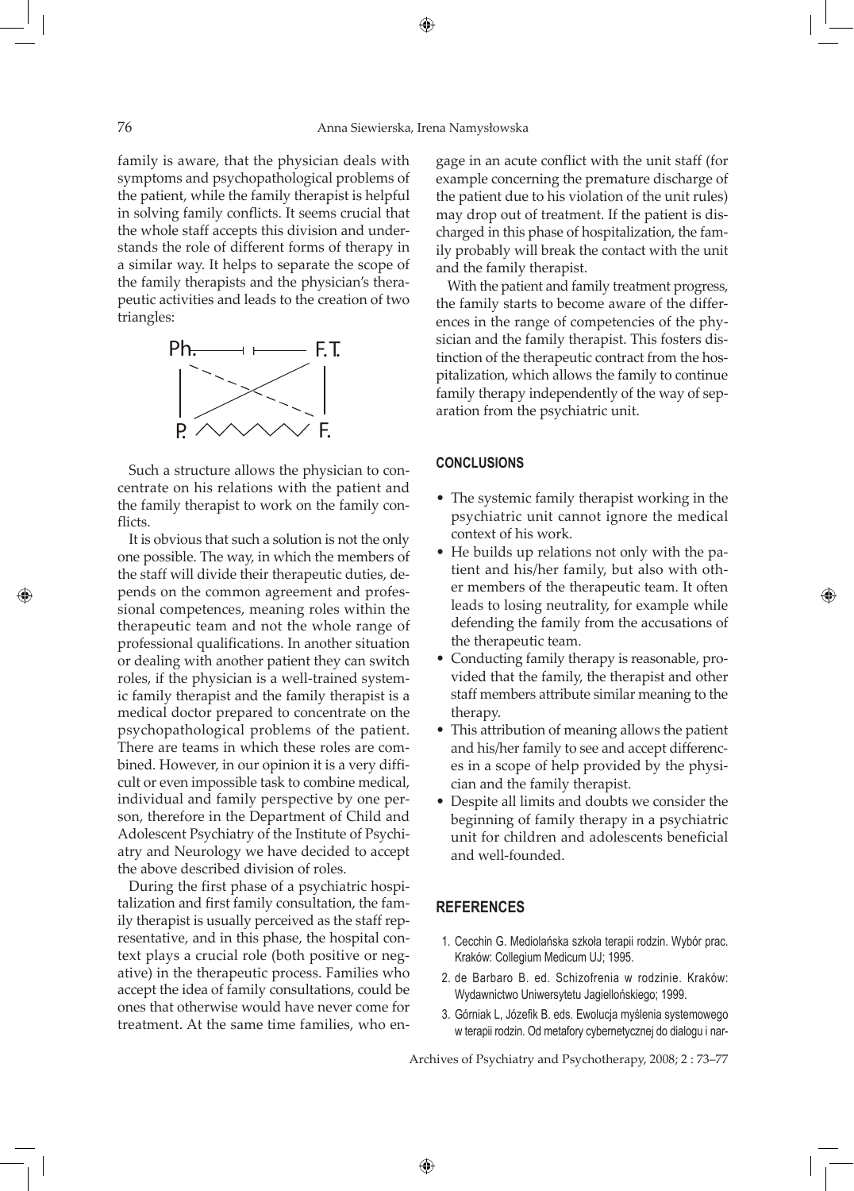family is aware, that the physician deals with symptoms and psychopathological problems of the patient, while the family therapist is helpful in solving family conflicts. It seems crucial that the whole staff accepts this division and understands the role of different forms of therapy in a similar way. It helps to separate the scope of the family therapists and the physician's therapeutic activities and leads to the creation of two triangles:

```
Ph. ———| |——— F.T.
 |  \        /  |
 |    \    /    |
 |      \/      |
 |     /  \     |
P. /\/\/\/\/\/ F.
```

Such a structure allows the physician to concentrate on his relations with the patient and the family therapist to work on the family conflicts.

It is obvious that such a solution is not the only one possible. The way, in which the members of the staff will divide their therapeutic duties, depends on the common agreement and professional competences, meaning roles within the therapeutic team and not the whole range of professional qualifications. In another situation or dealing with another patient they can switch roles, if the physician is a well-trained systemic family therapist and the family therapist is a medical doctor prepared to concentrate on the psychopathological problems of the patient. There are teams in which these roles are combined. However, in our opinion it is a very difficult or even impossible task to combine medical, individual and family perspective by one person, therefore in the Department of Child and Adolescent Psychiatry of the Institute of Psychiatry and Neurology we have decided to accept the above described division of roles.

During the first phase of a psychiatric hospitalization and first family consultation, the family therapist is usually perceived as the staff representative, and in this phase, the hospital context plays a crucial role (both positive or negative) in the therapeutic process. Families who accept the idea of family consultations, could be ones that otherwise would have never come for treatment. At the same time families, who engage in an acute conflict with the unit staff (for example concerning the premature discharge of the patient due to his violation of the unit rules) may drop out of treatment. If the patient is discharged in this phase of hospitalization, the family probably will break the contact with the unit and the family therapist.

With the patient and family treatment progress, the family starts to become aware of the differences in the range of competencies of the physician and the family therapist. This fosters distinction of the therapeutic contract from the hospitalization, which allows the family to continue family therapy independently of the way of separation from the psychiatric unit.

## CONCLUSIONS

- The systemic family therapist working in the psychiatric unit cannot ignore the medical context of his work.
- He builds up relations not only with the patient and his/her family, but also with other members of the therapeutic team. It often leads to losing neutrality, for example while defending the family from the accusations of the therapeutic team.
- Conducting family therapy is reasonable, provided that the family, the therapist and other staff members attribute similar meaning to the therapy.
- This attribution of meaning allows the patient and his/her family to see and accept differences in a scope of help provided by the physician and the family therapist.
- Despite all limits and doubts we consider the beginning of family therapy in a psychiatric unit for children and adolescents beneficial and well-founded.

## REFERENCES

1. Cecchin G. Mediolańska szkoła terapii rodzin. Wybór prac. Kraków: Collegium Medicum UJ; 1995.
2. de Barbaro B. ed. Schizofrenia w rodzinie. Kraków: Wydawnictwo Uniwersytetu Jagiellońskiego; 1999.
3. Górniak L, Józefik B. eds. Ewolucja myślenia systemowego w terapii rodzin. Od metafory cybernetycznej do dialogu i nar-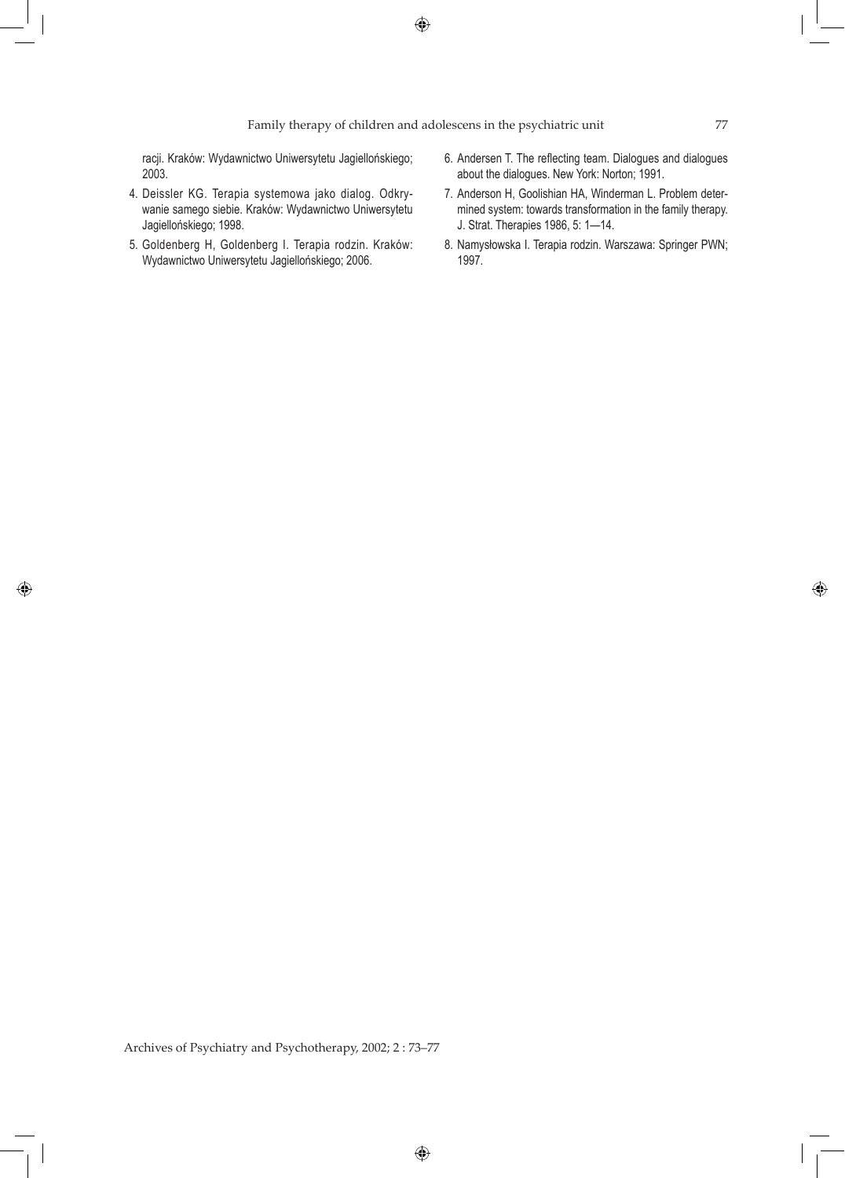racji. Kraków: Wydawnictwo Uniwersytetu Jagiellońskiego; 2003.

4. Deissler KG. Terapia systemowa jako dialog. Odkrywanie samego siebie. Kraków: Wydawnictwo Uniwersytetu Jagiellońskiego; 1998.
5. Goldenberg H, Goldenberg I. Terapia rodzin. Kraków: Wydawnictwo Uniwersytetu Jagiellońskiego; 2006.
6. Andersen T. The reflecting team. Dialogues and dialogues about the dialogues. New York: Norton; 1991.
7. Anderson H, Goolishian HA, Winderman L. Problem determined system: towards transformation in the family therapy. J. Strat. Therapies 1986, 5: 1—14.
8. Namysłowska I. Terapia rodzin. Warszawa: Springer PWN; 1997.